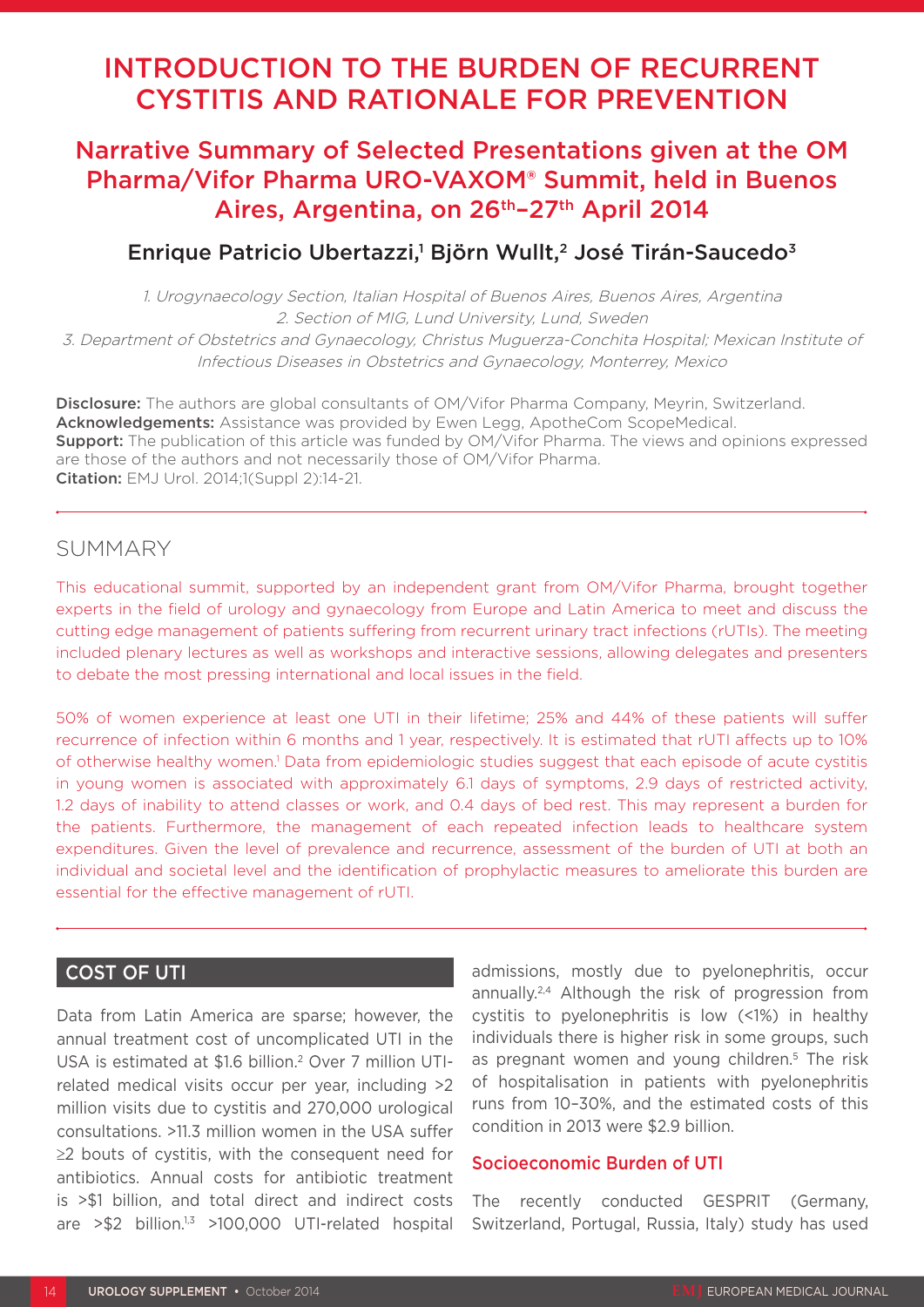# INTRODUCTION TO THE BURDEN OF RECURRENT CYSTITIS AND RATIONALE FOR PREVENTION

## Narrative Summary of Selected Presentations given at the OM Pharma/Vifor Pharma URO-VAXOM® Summit, held in Buenos Aires, Argentina, on 26th–27th April 2014

### Enrique Patricio Ubertazzi,[1] Björn Wullt,[2] José Tirán-Saucedo[3]

*1. Urogynaecology Section, Italian Hospital of Buenos Aires, Buenos Aires, Argentina*
*2. Section of MIG, Lund University, Lund, Sweden*
*3. Department of Obstetrics and Gynaecology, Christus Muguerza-Conchita Hospital; Mexican Institute of Infectious Diseases in Obstetrics and Gynaecology, Monterrey, Mexico*

**Disclosure:** The authors are global consultants of OM/Vifor Pharma Company, Meyrin, Switzerland.
**Acknowledgements:** Assistance was provided by Ewen Legg, ApotheCom ScopeMedical.
**Support:** The publication of this article was funded by OM/Vifor Pharma. The views and opinions expressed are those of the authors and not necessarily those of OM/Vifor Pharma.
**Citation:** EMJ Urol. 2014;1(Suppl 2):14-21.

## SUMMARY

This educational summit, supported by an independent grant from OM/Vifor Pharma, brought together experts in the field of urology and gynaecology from Europe and Latin America to meet and discuss the cutting edge management of patients suffering from recurrent urinary tract infections (rUTIs). The meeting included plenary lectures as well as workshops and interactive sessions, allowing delegates and presenters to debate the most pressing international and local issues in the field.

50% of women experience at least one UTI in their lifetime; 25% and 44% of these patients will suffer recurrence of infection within 6 months and 1 year, respectively. It is estimated that rUTI affects up to 10% of otherwise healthy women.[1] Data from epidemiologic studies suggest that each episode of acute cystitis in young women is associated with approximately 6.1 days of symptoms, 2.9 days of restricted activity, 1.2 days of inability to attend classes or work, and 0.4 days of bed rest. This may represent a burden for the patients. Furthermore, the management of each repeated infection leads to healthcare system expenditures. Given the level of prevalence and recurrence, assessment of the burden of UTI at both an individual and societal level and the identification of prophylactic measures to ameliorate this burden are essential for the effective management of rUTI.

## COST OF UTI

Data from Latin America are sparse; however, the annual treatment cost of uncomplicated UTI in the USA is estimated at $1.6 billion.[2] Over 7 million UTI-related medical visits occur per year, including >2 million visits due to cystitis and 270,000 urological consultations. >11.3 million women in the USA suffer ≥2 bouts of cystitis, with the consequent need for antibiotics. Annual costs for antibiotic treatment is >$1 billion, and total direct and indirect costs are >$2 billion.[1,3] >100,000 UTI-related hospital admissions, mostly due to pyelonephritis, occur annually.[2,4] Although the risk of progression from cystitis to pyelonephritis is low (<1%) in healthy individuals there is higher risk in some groups, such as pregnant women and young children.[5] The risk of hospitalisation in patients with pyelonephritis runs from 10–30%, and the estimated costs of this condition in 2013 were $2.9 billion.

### Socioeconomic Burden of UTI

The recently conducted GESPRIT (Germany, Switzerland, Portugal, Russia, Italy) study has used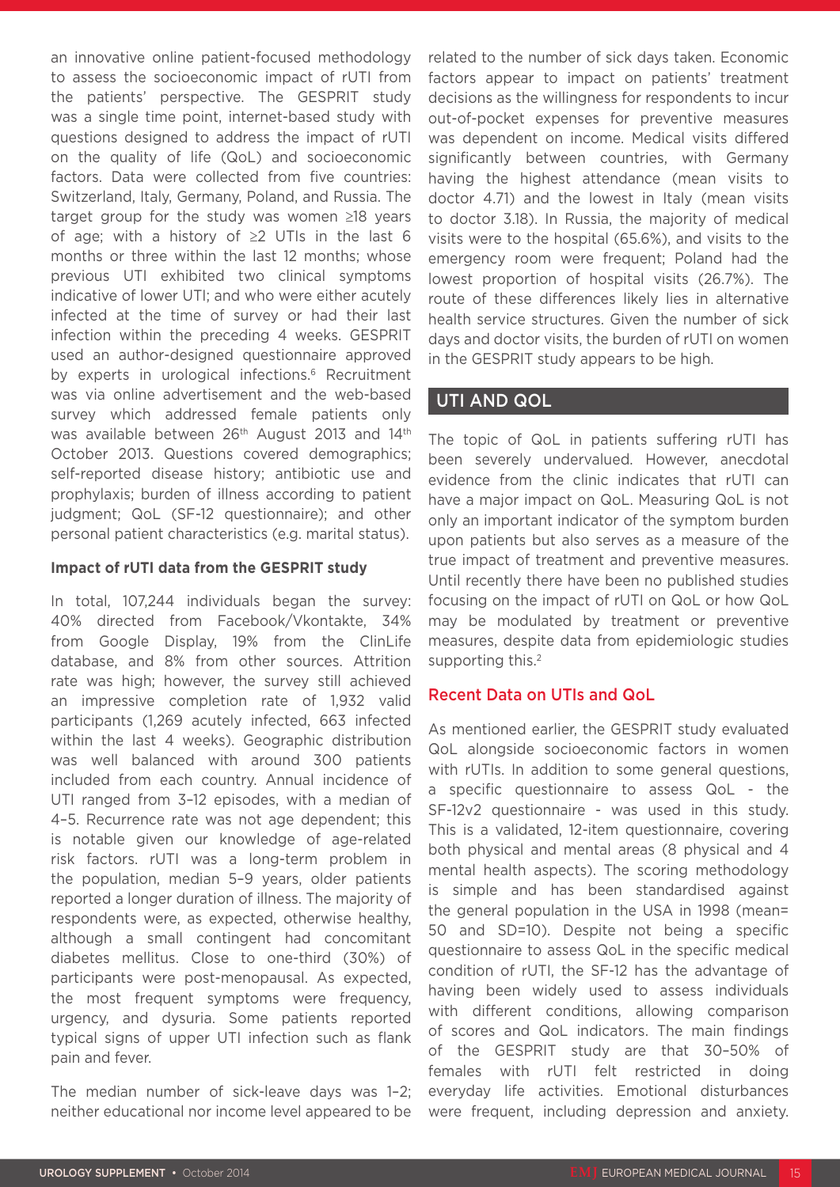an innovative online patient-focused methodology to assess the socioeconomic impact of rUTI from the patients' perspective. The GESPRIT study was a single time point, internet-based study with questions designed to address the impact of rUTI on the quality of life (QoL) and socioeconomic factors. Data were collected from five countries: Switzerland, Italy, Germany, Poland, and Russia. The target group for the study was women ≥18 years of age; with a history of ≥2 UTIs in the last 6 months or three within the last 12 months; whose previous UTI exhibited two clinical symptoms indicative of lower UTI; and who were either acutely infected at the time of survey or had their last infection within the preceding 4 weeks. GESPRIT used an author-designed questionnaire approved by experts in urological infections.[6] Recruitment was via online advertisement and the web-based survey which addressed female patients only was available between 26th August 2013 and 14th October 2013. Questions covered demographics; self-reported disease history; antibiotic use and prophylaxis; burden of illness according to patient judgment; QoL (SF-12 questionnaire); and other personal patient characteristics (e.g. marital status).

#### Impact of rUTI data from the GESPRIT study

In total, 107,244 individuals began the survey: 40% directed from Facebook/Vkontakte, 34% from Google Display, 19% from the ClinLife database, and 8% from other sources. Attrition rate was high; however, the survey still achieved an impressive completion rate of 1,932 valid participants (1,269 acutely infected, 663 infected within the last 4 weeks). Geographic distribution was well balanced with around 300 patients included from each country. Annual incidence of UTI ranged from 3–12 episodes, with a median of 4–5. Recurrence rate was not age dependent; this is notable given our knowledge of age-related risk factors. rUTI was a long-term problem in the population, median 5–9 years, older patients reported a longer duration of illness. The majority of respondents were, as expected, otherwise healthy, although a small contingent had concomitant diabetes mellitus. Close to one-third (30%) of participants were post-menopausal. As expected, the most frequent symptoms were frequency, urgency, and dysuria. Some patients reported typical signs of upper UTI infection such as flank pain and fever.

The median number of sick-leave days was 1–2; neither educational nor income level appeared to be related to the number of sick days taken. Economic factors appear to impact on patients' treatment decisions as the willingness for respondents to incur out-of-pocket expenses for preventive measures was dependent on income. Medical visits differed significantly between countries, with Germany having the highest attendance (mean visits to doctor 4.71) and the lowest in Italy (mean visits to doctor 3.18). In Russia, the majority of medical visits were to the hospital (65.6%), and visits to the emergency room were frequent; Poland had the lowest proportion of hospital visits (26.7%). The route of these differences likely lies in alternative health service structures. Given the number of sick days and doctor visits, the burden of rUTI on women in the GESPRIT study appears to be high.

## UTI AND QOL

The topic of QoL in patients suffering rUTI has been severely undervalued. However, anecdotal evidence from the clinic indicates that rUTI can have a major impact on QoL. Measuring QoL is not only an important indicator of the symptom burden upon patients but also serves as a measure of the true impact of treatment and preventive measures. Until recently there have been no published studies focusing on the impact of rUTI on QoL or how QoL may be modulated by treatment or preventive measures, despite data from epidemiologic studies supporting this.[2]

### Recent Data on UTIs and QoL

As mentioned earlier, the GESPRIT study evaluated QoL alongside socioeconomic factors in women with rUTIs. In addition to some general questions, a specific questionnaire to assess QoL - the SF-12v2 questionnaire - was used in this study. This is a validated, 12-item questionnaire, covering both physical and mental areas (8 physical and 4 mental health aspects). The scoring methodology is simple and has been standardised against the general population in the USA in 1998 (mean= 50 and SD=10). Despite not being a specific questionnaire to assess QoL in the specific medical condition of rUTI, the SF-12 has the advantage of having been widely used to assess individuals with different conditions, allowing comparison of scores and QoL indicators. The main findings of the GESPRIT study are that 30–50% of females with rUTI felt restricted in doing everyday life activities. Emotional disturbances were frequent, including depression and anxiety.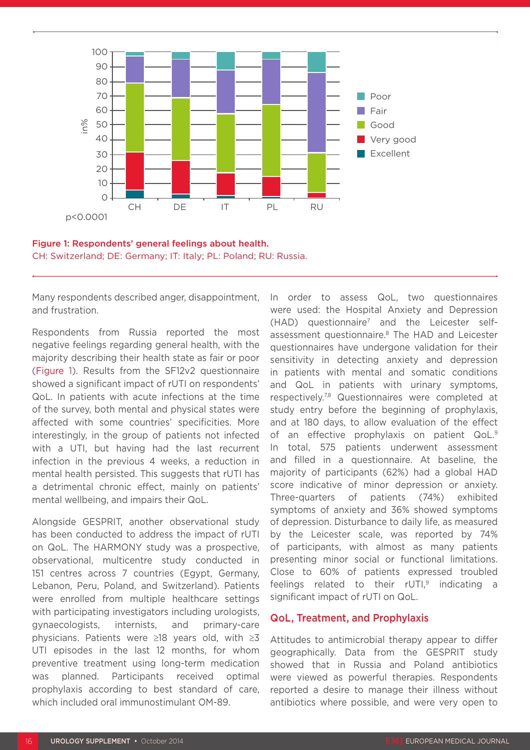Figure 1: Respondents' general feelings about health.
CH: Switzerland; DE: Germany; IT: Italy; PL: Poland; RU: Russia.

Many respondents described anger, disappointment, and frustration.

Respondents from Russia reported the most negative feelings regarding general health, with the majority describing their health state as fair or poor (Figure 1). Results from the SF12v2 questionnaire showed a significant impact of rUTI on respondents' QoL. In patients with acute infections at the time of the survey, both mental and physical states were affected with some countries' specificities. More interestingly, in the group of patients not infected with a UTI, but having had the last recurrent infection in the previous 4 weeks, a reduction in mental health persisted. This suggests that rUTI has a detrimental chronic effect, mainly on patients' mental wellbeing, and impairs their QoL.

Alongside GESPRIT, another observational study has been conducted to address the impact of rUTI on QoL. The HARMONY study was a prospective, observational, multicentre study conducted in 151 centres across 7 countries (Egypt, Germany, Lebanon, Peru, Poland, and Switzerland). Patients were enrolled from multiple healthcare settings with participating investigators including urologists, gynaecologists, internists, and primary-care physicians. Patients were ≥18 years old, with ≥3 UTI episodes in the last 12 months, for whom preventive treatment using long-term medication was planned. Participants received optimal prophylaxis according to best standard of care, which included oral immunostimulant OM-89.

In order to assess QoL, two questionnaires were used: the Hospital Anxiety and Depression (HAD) questionnaire[7] and the Leicester self-assessment questionnaire.[8] The HAD and Leicester questionnaires have undergone validation for their sensitivity in detecting anxiety and depression in patients with mental and somatic conditions and QoL in patients with urinary symptoms, respectively.[7,8] Questionnaires were completed at study entry before the beginning of prophylaxis, and at 180 days, to allow evaluation of the effect of an effective prophylaxis on patient QoL.[9] In total, 575 patients underwent assessment and filled in a questionnaire. At baseline, the majority of participants (62%) had a global HAD score indicative of minor depression or anxiety. Three-quarters of patients (74%) exhibited symptoms of anxiety and 36% showed symptoms of depression. Disturbance to daily life, as measured by the Leicester scale, was reported by 74% of participants, with almost as many patients presenting minor social or functional limitations. Close to 60% of patients expressed troubled feelings related to their rUTI,[9] indicating a significant impact of rUTI on QoL.

## QoL, Treatment, and Prophylaxis

Attitudes to antimicrobial therapy appear to differ geographically. Data from the GESPRIT study showed that in Russia and Poland antibiotics were viewed as powerful therapies. Respondents reported a desire to manage their illness without antibiotics where possible, and were very open to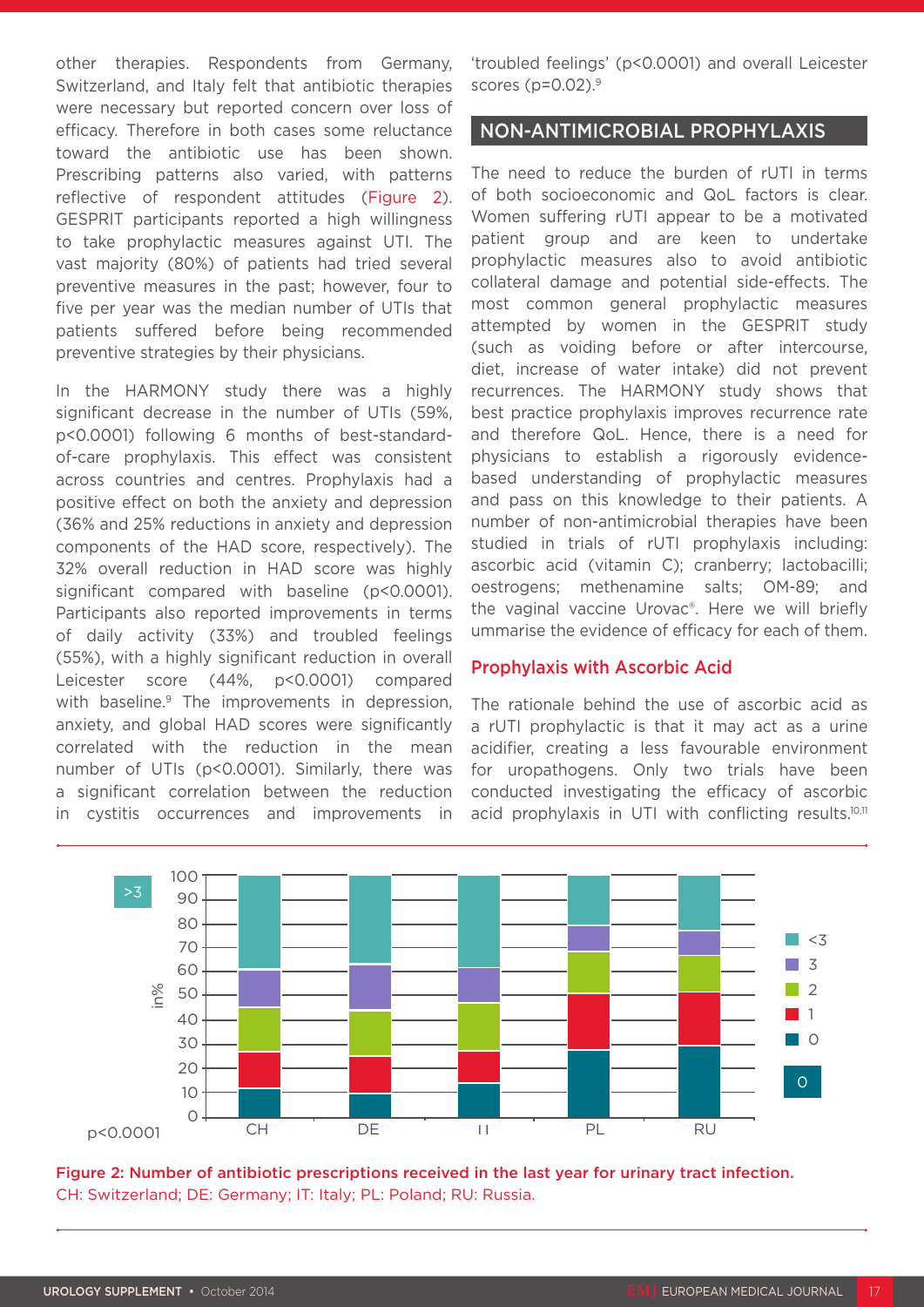other therapies. Respondents from Germany, Switzerland, and Italy felt that antibiotic therapies were necessary but reported concern over loss of efficacy. Therefore in both cases some reluctance toward the antibiotic use has been shown. Prescribing patterns also varied, with patterns reflective of respondent attitudes (Figure 2). GESPRIT participants reported a high willingness to take prophylactic measures against UTI. The vast majority (80%) of patients had tried several preventive measures in the past; however, four to five per year was the median number of UTIs that patients suffered before being recommended preventive strategies by their physicians.

In the HARMONY study there was a highly significant decrease in the number of UTIs (59%, p<0.0001) following 6 months of best-standard-of-care prophylaxis. This effect was consistent across countries and centres. Prophylaxis had a positive effect on both the anxiety and depression (36% and 25% reductions in anxiety and depression components of the HAD score, respectively). The 32% overall reduction in HAD score was highly significant compared with baseline (p<0.0001). Participants also reported improvements in terms of daily activity (33%) and troubled feelings (55%), with a highly significant reduction in overall Leicester score (44%, p<0.0001) compared with baseline.[9] The improvements in depression, anxiety, and global HAD scores were significantly correlated with the reduction in the mean number of UTIs (p<0.0001). Similarly, there was a significant correlation between the reduction in cystitis occurrences and improvements in 'troubled feelings' (p<0.0001) and overall Leicester scores (p=0.02).[9]

## NON-ANTIMICROBIAL PROPHYLAXIS

The need to reduce the burden of rUTI in terms of both socioeconomic and QoL factors is clear. Women suffering rUTI appear to be a motivated patient group and are keen to undertake prophylactic measures also to avoid antibiotic collateral damage and potential side-effects. The most common general prophylactic measures attempted by women in the GESPRIT study (such as voiding before or after intercourse, diet, increase of water intake) did not prevent recurrences. The HARMONY study shows that best practice prophylaxis improves recurrence rate and therefore QoL. Hence, there is a need for physicians to establish a rigorously evidence-based understanding of prophylactic measures and pass on this knowledge to their patients. A number of non-antimicrobial therapies have been studied in trials of rUTI prophylaxis including: ascorbic acid (vitamin C); cranberry; lactobacilli; oestrogens; methenamine salts; OM-89; and the vaginal vaccine Urovac®. Here we will briefly ummarise the evidence of efficacy for each of them.

### Prophylaxis with Ascorbic Acid

The rationale behind the use of ascorbic acid as a rUTI prophylactic is that it may act as a urine acidifier, creating a less favourable environment for uropathogens. Only two trials have been conducted investigating the efficacy of ascorbic acid prophylaxis in UTI with conflicting results.[10,11]

Figure 2: Number of antibiotic prescriptions received in the last year for urinary tract infection.
CH: Switzerland; DE: Germany; IT: Italy; PL: Poland; RU: Russia.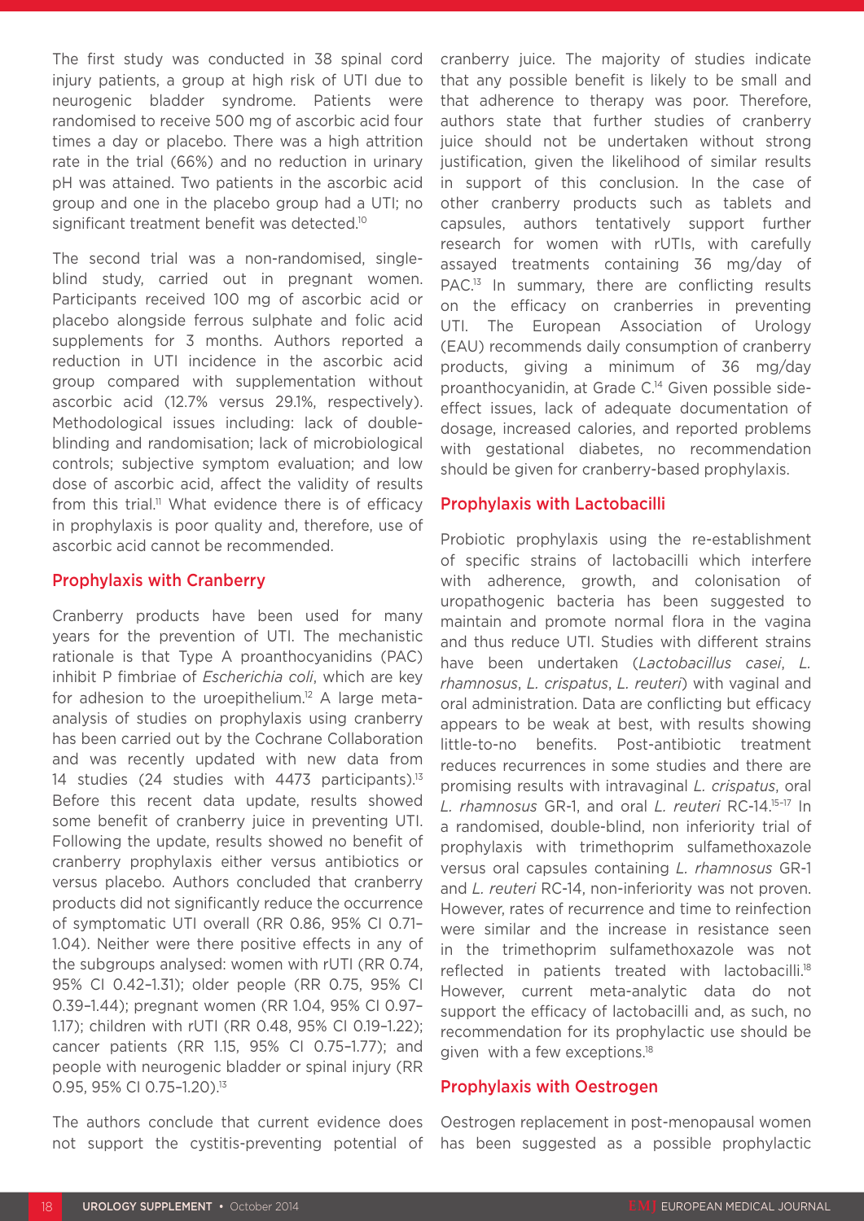The first study was conducted in 38 spinal cord injury patients, a group at high risk of UTI due to neurogenic bladder syndrome. Patients were randomised to receive 500 mg of ascorbic acid four times a day or placebo. There was a high attrition rate in the trial (66%) and no reduction in urinary pH was attained. Two patients in the ascorbic acid group and one in the placebo group had a UTI; no significant treatment benefit was detected.[10]

The second trial was a non-randomised, single-blind study, carried out in pregnant women. Participants received 100 mg of ascorbic acid or placebo alongside ferrous sulphate and folic acid supplements for 3 months. Authors reported a reduction in UTI incidence in the ascorbic acid group compared with supplementation without ascorbic acid (12.7% versus 29.1%, respectively). Methodological issues including: lack of double-blinding and randomisation; lack of microbiological controls; subjective symptom evaluation; and low dose of ascorbic acid, affect the validity of results from this trial.[11] What evidence there is of efficacy in prophylaxis is poor quality and, therefore, use of ascorbic acid cannot be recommended.

## Prophylaxis with Cranberry

Cranberry products have been used for many years for the prevention of UTI. The mechanistic rationale is that Type A proanthocyanidins (PAC) inhibit P fimbriae of *Escherichia coli*, which are key for adhesion to the uroepithelium.[12] A large meta-analysis of studies on prophylaxis using cranberry has been carried out by the Cochrane Collaboration and was recently updated with new data from 14 studies (24 studies with 4473 participants).[13] Before this recent data update, results showed some benefit of cranberry juice in preventing UTI. Following the update, results showed no benefit of cranberry prophylaxis either versus antibiotics or versus placebo. Authors concluded that cranberry products did not significantly reduce the occurrence of symptomatic UTI overall (RR 0.86, 95% CI 0.71–1.04). Neither were there positive effects in any of the subgroups analysed: women with rUTI (RR 0.74, 95% CI 0.42–1.31); older people (RR 0.75, 95% CI 0.39–1.44); pregnant women (RR 1.04, 95% CI 0.97–1.17); children with rUTI (RR 0.48, 95% CI 0.19–1.22); cancer patients (RR 1.15, 95% CI 0.75–1.77); and people with neurogenic bladder or spinal injury (RR 0.95, 95% CI 0.75–1.20).[13]

The authors conclude that current evidence does not support the cystitis-preventing potential of cranberry juice. The majority of studies indicate that any possible benefit is likely to be small and that adherence to therapy was poor. Therefore, authors state that further studies of cranberry juice should not be undertaken without strong justification, given the likelihood of similar results in support of this conclusion. In the case of other cranberry products such as tablets and capsules, authors tentatively support further research for women with rUTIs, with carefully assayed treatments containing 36 mg/day of PAC.[13] In summary, there are conflicting results on the efficacy on cranberries in preventing UTI. The European Association of Urology (EAU) recommends daily consumption of cranberry products, giving a minimum of 36 mg/day proanthocyanidin, at Grade C.[14] Given possible side-effect issues, lack of adequate documentation of dosage, increased calories, and reported problems with gestational diabetes, no recommendation should be given for cranberry-based prophylaxis.

## Prophylaxis with Lactobacilli

Probiotic prophylaxis using the re-establishment of specific strains of lactobacilli which interfere with adherence, growth, and colonisation of uropathogenic bacteria has been suggested to maintain and promote normal flora in the vagina and thus reduce UTI. Studies with different strains have been undertaken (*Lactobacillus casei*, *L. rhamnosus*, *L. crispatus*, *L. reuteri*) with vaginal and oral administration. Data are conflicting but efficacy appears to be weak at best, with results showing little-to-no benefits. Post-antibiotic treatment reduces recurrences in some studies and there are promising results with intravaginal *L. crispatus*, oral *L. rhamnosus* GR-1, and oral *L. reuteri* RC-14.[15-17] In a randomised, double-blind, non inferiority trial of prophylaxis with trimethoprim sulfamethoxazole versus oral capsules containing *L. rhamnosus* GR-1 and *L. reuteri* RC-14, non-inferiority was not proven. However, rates of recurrence and time to reinfection were similar and the increase in resistance seen in the trimethoprim sulfamethoxazole was not reflected in patients treated with lactobacilli.[18] However, current meta-analytic data do not support the efficacy of lactobacilli and, as such, no recommendation for its prophylactic use should be given with a few exceptions.[18]

## Prophylaxis with Oestrogen

Oestrogen replacement in post-menopausal women has been suggested as a possible prophylactic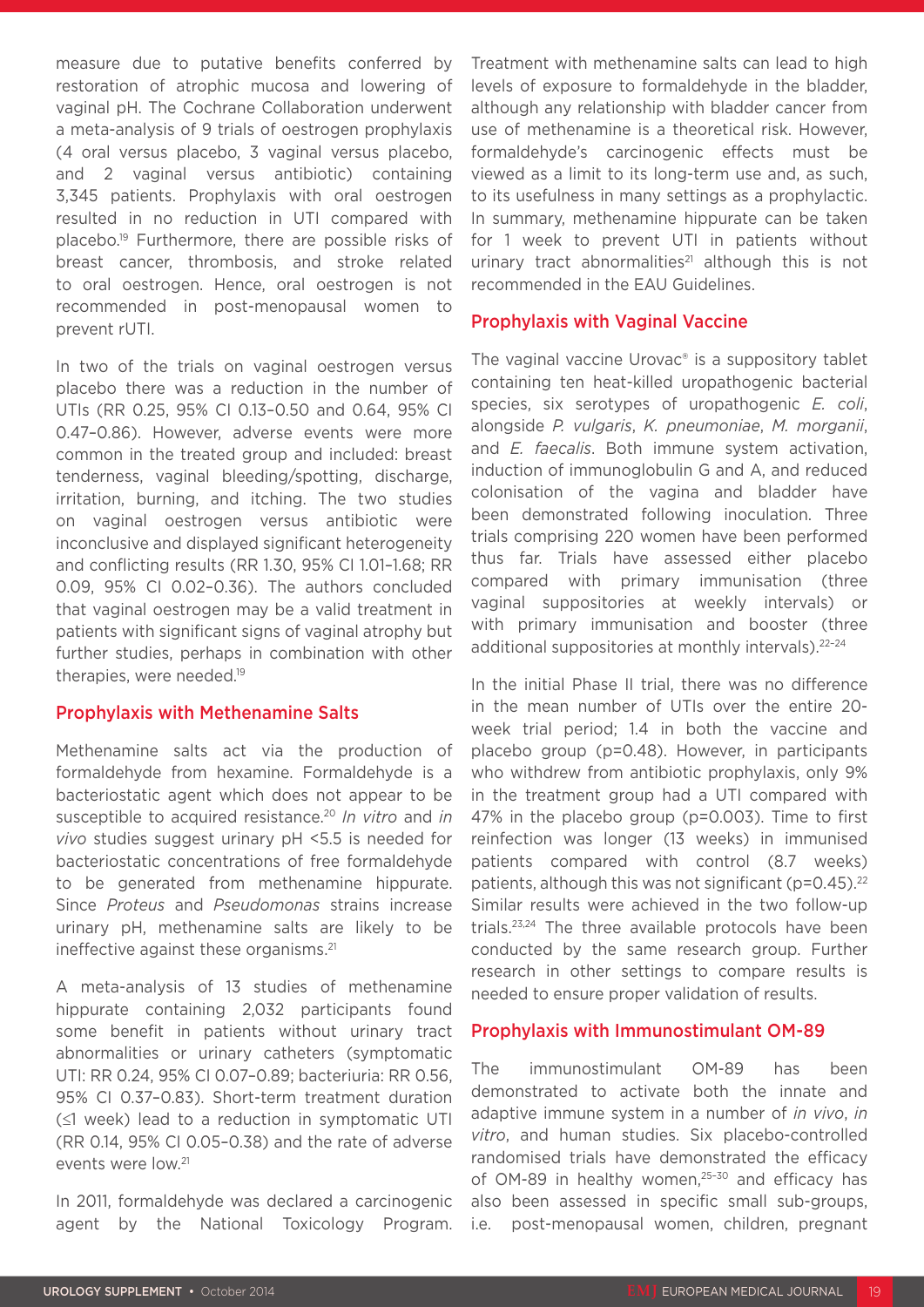measure due to putative benefits conferred by restoration of atrophic mucosa and lowering of vaginal pH. The Cochrane Collaboration underwent a meta-analysis of 9 trials of oestrogen prophylaxis (4 oral versus placebo, 3 vaginal versus placebo, and 2 vaginal versus antibiotic) containing 3,345 patients. Prophylaxis with oral oestrogen resulted in no reduction in UTI compared with placebo.[19] Furthermore, there are possible risks of breast cancer, thrombosis, and stroke related to oral oestrogen. Hence, oral oestrogen is not recommended in post-menopausal women to prevent rUTI.

In two of the trials on vaginal oestrogen versus placebo there was a reduction in the number of UTIs (RR 0.25, 95% CI 0.13–0.50 and 0.64, 95% CI 0.47–0.86). However, adverse events were more common in the treated group and included: breast tenderness, vaginal bleeding/spotting, discharge, irritation, burning, and itching. The two studies on vaginal oestrogen versus antibiotic were inconclusive and displayed significant heterogeneity and conflicting results (RR 1.30, 95% CI 1.01–1.68; RR 0.09, 95% CI 0.02–0.36). The authors concluded that vaginal oestrogen may be a valid treatment in patients with significant signs of vaginal atrophy but further studies, perhaps in combination with other therapies, were needed.[19]

## Prophylaxis with Methenamine Salts

Methenamine salts act via the production of formaldehyde from hexamine. Formaldehyde is a bacteriostatic agent which does not appear to be susceptible to acquired resistance.[20] *In vitro* and *in vivo* studies suggest urinary pH <5.5 is needed for bacteriostatic concentrations of free formaldehyde to be generated from methenamine hippurate. Since *Proteus* and *Pseudomonas* strains increase urinary pH, methenamine salts are likely to be ineffective against these organisms.[21]

A meta-analysis of 13 studies of methenamine hippurate containing 2,032 participants found some benefit in patients without urinary tract abnormalities or urinary catheters (symptomatic UTI: RR 0.24, 95% CI 0.07–0.89; bacteriuria: RR 0.56, 95% CI 0.37–0.83). Short-term treatment duration (≤1 week) lead to a reduction in symptomatic UTI (RR 0.14, 95% CI 0.05–0.38) and the rate of adverse events were low.[21]

In 2011, formaldehyde was declared a carcinogenic agent by the National Toxicology Program. Treatment with methenamine salts can lead to high levels of exposure to formaldehyde in the bladder, although any relationship with bladder cancer from use of methenamine is a theoretical risk. However, formaldehyde's carcinogenic effects must be viewed as a limit to its long-term use and, as such, to its usefulness in many settings as a prophylactic. In summary, methenamine hippurate can be taken for 1 week to prevent UTI in patients without urinary tract abnormalities[21] although this is not recommended in the EAU Guidelines.

## Prophylaxis with Vaginal Vaccine

The vaginal vaccine Urovac® is a suppository tablet containing ten heat-killed uropathogenic bacterial species, six serotypes of uropathogenic *E. coli*, alongside *P. vulgaris*, *K. pneumoniae*, *M. morganii*, and *E. faecalis*. Both immune system activation, induction of immunoglobulin G and A, and reduced colonisation of the vagina and bladder have been demonstrated following inoculation. Three trials comprising 220 women have been performed thus far. Trials have assessed either placebo compared with primary immunisation (three vaginal suppositories at weekly intervals) or with primary immunisation and booster (three additional suppositories at monthly intervals).[22-24]

In the initial Phase II trial, there was no difference in the mean number of UTIs over the entire 20-week trial period; 1.4 in both the vaccine and placebo group (p=0.48). However, in participants who withdrew from antibiotic prophylaxis, only 9% in the treatment group had a UTI compared with 47% in the placebo group (p=0.003). Time to first reinfection was longer (13 weeks) in immunised patients compared with control (8.7 weeks) patients, although this was not significant (p=0.45).[22] Similar results were achieved in the two follow-up trials.[23,24] The three available protocols have been conducted by the same research group. Further research in other settings to compare results is needed to ensure proper validation of results.

## Prophylaxis with Immunostimulant OM-89

The immunostimulant OM-89 has been demonstrated to activate both the innate and adaptive immune system in a number of *in vivo*, *in vitro*, and human studies. Six placebo-controlled randomised trials have demonstrated the efficacy of OM-89 in healthy women,[25-30] and efficacy has also been assessed in specific small sub-groups, i.e. post-menopausal women, children, pregnant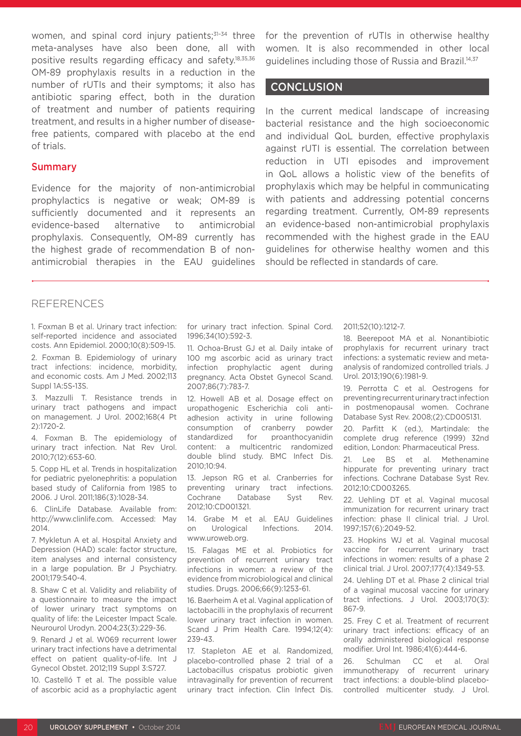women, and spinal cord injury patients;[31-34] three meta-analyses have also been done, all with positive results regarding efficacy and safety.[18,35,36] OM-89 prophylaxis results in a reduction in the number of rUTIs and their symptoms; it also has antibiotic sparing effect, both in the duration of treatment and number of patients requiring treatment, and results in a higher number of disease-free patients, compared with placebo at the end of trials.

### Summary

Evidence for the majority of non-antimicrobial prophylactics is negative or weak; OM-89 is sufficiently documented and it represents an evidence-based alternative to antimicrobial prophylaxis. Consequently, OM-89 currently has the highest grade of recommendation B of non-antimicrobial therapies in the EAU guidelines for the prevention of rUTIs in otherwise healthy women. It is also recommended in other local guidelines including those of Russia and Brazil.[14,37]

## CONCLUSION

In the current medical landscape of increasing bacterial resistance and the high socioeconomic and individual QoL burden, effective prophylaxis against rUTI is essential. The correlation between reduction in UTI episodes and improvement in QoL allows a holistic view of the benefits of prophylaxis which may be helpful in communicating with patients and addressing potential concerns regarding treatment. Currently, OM-89 represents an evidence-based non-antimicrobial prophylaxis recommended with the highest grade in the EAU guidelines for otherwise healthy women and this should be reflected in standards of care.

## REFERENCES

1. Foxman B et al. Urinary tract infection: self-reported incidence and associated costs. Ann Epidemiol. 2000;10(8):509-15.

2. Foxman B. Epidemiology of urinary tract infections: incidence, morbidity, and economic costs. Am J Med. 2002;113 Suppl 1A:5S-13S.

3. Mazzulli T. Resistance trends in urinary tract pathogens and impact on management. J Urol. 2002;168(4 Pt 2):1720-2.

4. Foxman B. The epidemiology of urinary tract infection. Nat Rev Urol. 2010;7(12):653-60.

5. Copp HL et al. Trends in hospitalization for pediatric pyelonephritis: a population based study of California from 1985 to 2006. J Urol. 2011;186(3):1028-34.

6. ClinLife Database. Available from: http://www.clinlife.com. Accessed: May 2014.

7. Mykletun A et al. Hospital Anxiety and Depression (HAD) scale: factor structure, item analyses and internal consistency in a large population. Br J Psychiatry. 2001;179:540-4.

8. Shaw C et al. Validity and reliability of a questionnaire to measure the impact of lower urinary tract symptoms on quality of life: the Leicester Impact Scale. Neurourol Urodyn. 2004;23(3):229-36.

9. Renard J et al. W069 recurrent lower urinary tract infections have a detrimental effect on patient quality-of-life. Int J Gynecol Obstet. 2012;119 Suppl 3:S727.

10. Castelló T et al. The possible value of ascorbic acid as a prophylactic agent for urinary tract infection. Spinal Cord. 1996;34(10):592-3.

11. Ochoa-Brust GJ et al. Daily intake of 100 mg ascorbic acid as urinary tract infection prophylactic agent during pregnancy. Acta Obstet Gynecol Scand. 2007;86(7):783-7.

12. Howell AB et al. Dosage effect on uropathogenic Escherichia coli anti-adhesion activity in urine following consumption of cranberry powder standardized for proanthocyanidin content: a multicentric randomized double blind study. BMC Infect Dis. 2010;10:94.

13. Jepson RG et al. Cranberries for preventing urinary tract infections. Cochrane Database Syst Rev. 2012;10:CD001321.

14. Grabe M et al. EAU Guidelines on Urological Infections. 2014. www.uroweb.org.

15. Falagas ME et al. Probiotics for prevention of recurrent urinary tract infections in women: a review of the evidence from microbiological and clinical studies. Drugs. 2006;66(9):1253-61.

16. Baerheim A et al. Vaginal application of lactobacilli in the prophylaxis of recurrent lower urinary tract infection in women. Scand J Prim Health Care. 1994;12(4):239-43.

17. Stapleton AE et al. Randomized, placebo-controlled phase 2 trial of a Lactobacillus crispatus probiotic given intravaginally for prevention of recurrent urinary tract infection. Clin Infect Dis. 2011;52(10):1212-7.

18. Beerepoot MA et al. Nonantibiotic prophylaxis for recurrent urinary tract infections: a systematic review and meta-analysis of randomized controlled trials. J Urol. 2013;190(6):1981-9.

19. Perrotta C et al. Oestrogens for preventing recurrent urinary tract infection in postmenopausal women. Cochrane Database Syst Rev. 2008;(2):CD005131.

20. Parfitt K (ed.), Martindale: the complete drug reference (1999) 32nd edition, London: Pharmaceutical Press.

21. Lee BS et al. Methenamine hippurate for preventing urinary tract infections. Cochrane Database Syst Rev. 2012;10:CD003265.

22. Uehling DT et al. Vaginal mucosal immunization for recurrent urinary tract infection: phase II clinical trial. J Urol. 1997;157(6):2049-52.

23. Hopkins WJ et al. Vaginal mucosal vaccine for recurrent urinary tract infections in women: results of a phase 2 clinical trial. J Urol. 2007;177(4):1349-53.

24. Uehling DT et al. Phase 2 clinical trial of a vaginal mucosal vaccine for urinary tract infections. J Urol. 2003;170(3):867-9.

25. Frey C et al. Treatment of recurrent urinary tract infections: efficacy of an orally administered biological response modifier. Urol Int. 1986;41(6):444-6.

26. Schulman CC et al. Oral immunotherapy of recurrent urinary tract infections: a double-blind placebo-controlled multicenter study. J Urol.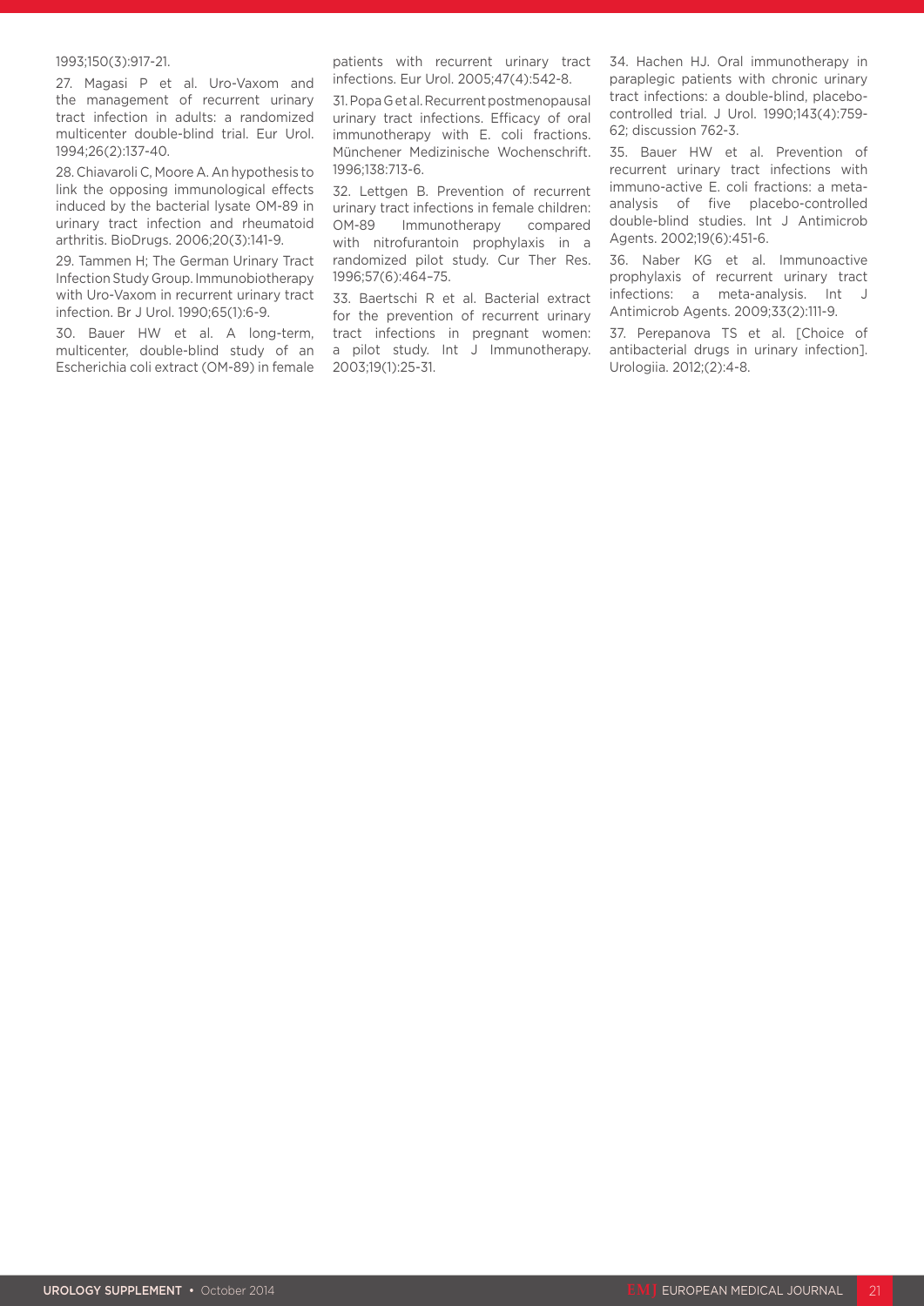1993;150(3):917-21.

27. Magasi P et al. Uro-Vaxom and the management of recurrent urinary tract infection in adults: a randomized multicenter double-blind trial. Eur Urol. 1994;26(2):137-40.

28. Chiavaroli C, Moore A. An hypothesis to link the opposing immunological effects induced by the bacterial lysate OM-89 in urinary tract infection and rheumatoid arthritis. BioDrugs. 2006;20(3):141-9.

29. Tammen H; The German Urinary Tract Infection Study Group. Immunobiotherapy with Uro-Vaxom in recurrent urinary tract infection. Br J Urol. 1990;65(1):6-9.

30. Bauer HW et al. A long-term, multicenter, double-blind study of an Escherichia coli extract (OM-89) in female patients with recurrent urinary tract infections. Eur Urol. 2005;47(4):542-8.

31. Popa G et al. Recurrent postmenopausal urinary tract infections. Efficacy of oral immunotherapy with E. coli fractions. Münchener Medizinische Wochenschrift. 1996;138:713-6.

32. Lettgen B. Prevention of recurrent urinary tract infections in female children: OM-89 Immunotherapy compared with nitrofurantoin prophylaxis in a randomized pilot study. Cur Ther Res. 1996;57(6):464–75.

33. Baertschi R et al. Bacterial extract for the prevention of recurrent urinary tract infections in pregnant women: a pilot study. Int J Immunotherapy. 2003;19(1):25-31.

34. Hachen HJ. Oral immunotherapy in paraplegic patients with chronic urinary tract infections: a double-blind, placebo-controlled trial. J Urol. 1990;143(4):759-62; discussion 762-3.

35. Bauer HW et al. Prevention of recurrent urinary tract infections with immuno-active E. coli fractions: a meta-analysis of five placebo-controlled double-blind studies. Int J Antimicrob Agents. 2002;19(6):451-6.

36. Naber KG et al. Immunoactive prophylaxis of recurrent urinary tract infections: a meta-analysis. Int J Antimicrob Agents. 2009;33(2):111-9.

37. Perepanova TS et al. [Choice of antibacterial drugs in urinary infection]. Urologiia. 2012;(2):4-8.